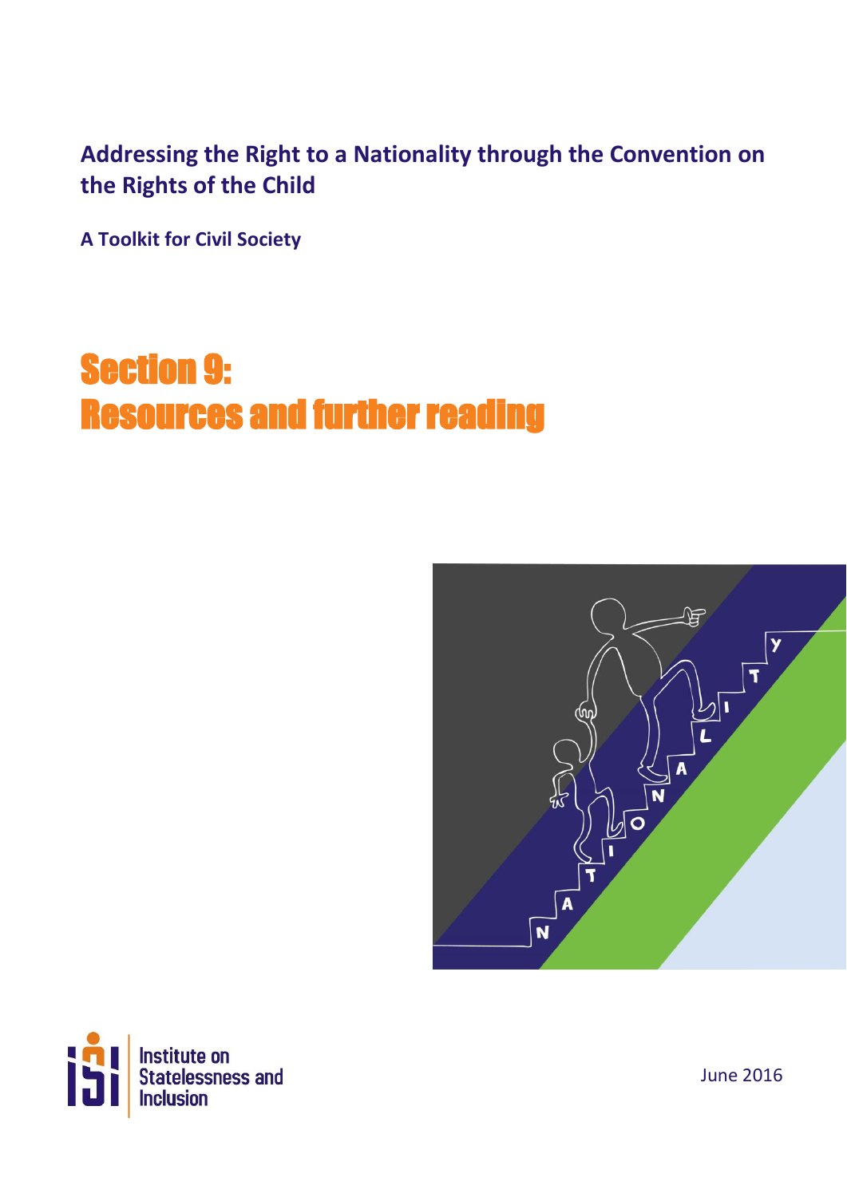**Addressing the Right to a Nationality through the Convention on the Rights of the Child**

**A Toolkit for Civil Society**

# Section 9: Resources and further reading

Institute on Statelessness and Inclusion

June 2016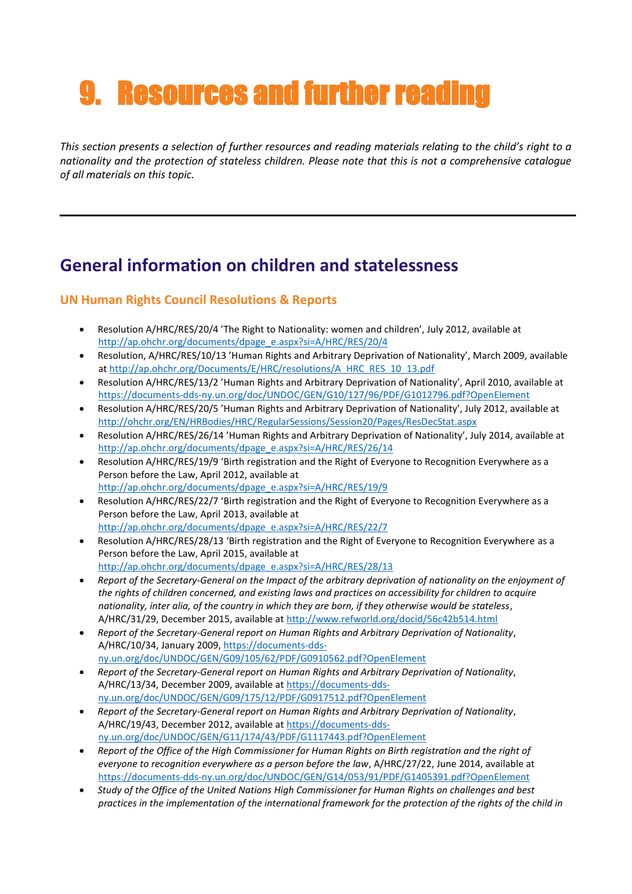# 9. Resources and further reading

*This section presents a selection of further resources and reading materials relating to the child's right to a nationality and the protection of stateless children. Please note that this is not a comprehensive catalogue of all materials on this topic.*

---

## General information on children and statelessness

### UN Human Rights Council Resolutions & Reports

- Resolution A/HRC/RES/20/4 'The Right to Nationality: women and children', July 2012, available at http://ap.ohchr.org/documents/dpage_e.aspx?si=A/HRC/RES/20/4
- Resolution, A/HRC/RES/10/13 'Human Rights and Arbitrary Deprivation of Nationality', March 2009, available at http://ap.ohchr.org/Documents/E/HRC/resolutions/A_HRC_RES_10_13.pdf
- Resolution A/HRC/RES/13/2 'Human Rights and Arbitrary Deprivation of Nationality', April 2010, available at https://documents-dds-ny.un.org/doc/UNDOC/GEN/G10/127/96/PDF/G1012796.pdf?OpenElement
- Resolution A/HRC/RES/20/5 'Human Rights and Arbitrary Deprivation of Nationality', July 2012, available at http://ohchr.org/EN/HRBodies/HRC/RegularSessions/Session20/Pages/ResDecStat.aspx
- Resolution A/HRC/RES/26/14 'Human Rights and Arbitrary Deprivation of Nationality', July 2014, available at http://ap.ohchr.org/documents/dpage_e.aspx?si=A/HRC/RES/26/14
- Resolution A/HRC/RES/19/9 'Birth registration and the Right of Everyone to Recognition Everywhere as a Person before the Law, April 2012, available at http://ap.ohchr.org/documents/dpage_e.aspx?si=A/HRC/RES/19/9
- Resolution A/HRC/RES/22/7 'Birth registration and the Right of Everyone to Recognition Everywhere as a Person before the Law, April 2013, available at http://ap.ohchr.org/documents/dpage_e.aspx?si=A/HRC/RES/22/7
- Resolution A/HRC/RES/28/13 'Birth registration and the Right of Everyone to Recognition Everywhere as a Person before the Law, April 2015, available at http://ap.ohchr.org/documents/dpage_e.aspx?si=A/HRC/RES/28/13
- *Report of the Secretary-General on the Impact of the arbitrary deprivation of nationality on the enjoyment of the rights of children concerned, and existing laws and practices on accessibility for children to acquire nationality, inter alia, of the country in which they are born, if they otherwise would be stateless*, A/HRC/31/29, December 2015, available at http://www.refworld.org/docid/56c42b514.html
- *Report of the Secretary-General report on Human Rights and Arbitrary Deprivation of Nationality*, A/HRC/10/34, January 2009, https://documents-dds-ny.un.org/doc/UNDOC/GEN/G09/105/62/PDF/G0910562.pdf?OpenElement
- *Report of the Secretary-General report on Human Rights and Arbitrary Deprivation of Nationality*, A/HRC/13/34, December 2009, available at https://documents-dds-ny.un.org/doc/UNDOC/GEN/G09/175/12/PDF/G0917512.pdf?OpenElement
- *Report of the Secretary-General report on Human Rights and Arbitrary Deprivation of Nationality*, A/HRC/19/43, December 2012, available at https://documents-dds-ny.un.org/doc/UNDOC/GEN/G11/174/43/PDF/G1117443.pdf?OpenElement
- *Report of the Office of the High Commissioner for Human Rights on Birth registration and the right of everyone to recognition everywhere as a person before the law*, A/HRC/27/22, June 2014, available at https://documents-dds-ny.un.org/doc/UNDOC/GEN/G14/053/91/PDF/G1405391.pdf?OpenElement
- *Study of the Office of the United Nations High Commissioner for Human Rights on challenges and best practices in the implementation of the international framework for the protection of the rights of the child in*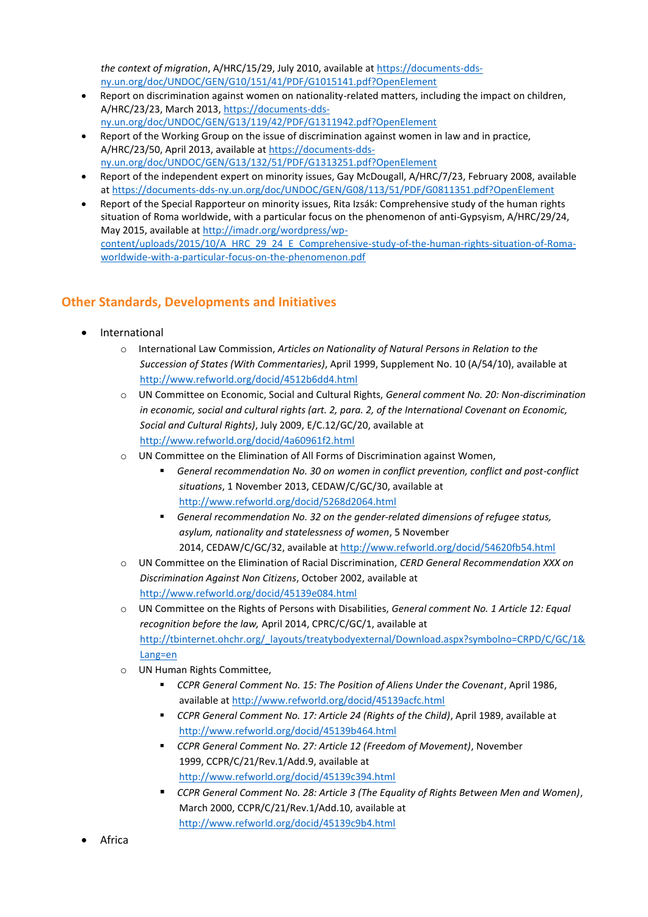*the context of migration*, A/HRC/15/29, July 2010, available at https://documents-dds-ny.un.org/doc/UNDOC/GEN/G10/151/41/PDF/G1015141.pdf?OpenElement

- Report on discrimination against women on nationality-related matters, including the impact on children, A/HRC/23/23, March 2013, https://documents-dds-ny.un.org/doc/UNDOC/GEN/G13/119/42/PDF/G1311942.pdf?OpenElement
- Report of the Working Group on the issue of discrimination against women in law and in practice, A/HRC/23/50, April 2013, available at https://documents-dds-ny.un.org/doc/UNDOC/GEN/G13/132/51/PDF/G1313251.pdf?OpenElement
- Report of the independent expert on minority issues, Gay McDougall, A/HRC/7/23, February 2008, available at https://documents-dds-ny.un.org/doc/UNDOC/GEN/G08/113/51/PDF/G0811351.pdf?OpenElement
- Report of the Special Rapporteur on minority issues, Rita Izsák: Comprehensive study of the human rights situation of Roma worldwide, with a particular focus on the phenomenon of anti-Gypsyism, A/HRC/29/24, May 2015, available at http://imadr.org/wordpress/wp-content/uploads/2015/10/A_HRC_29_24_E_Comprehensive-study-of-the-human-rights-situation-of-Roma-worldwide-with-a-particular-focus-on-the-phenomenon.pdf

## Other Standards, Developments and Initiatives

- International
  - International Law Commission, *Articles on Nationality of Natural Persons in Relation to the Succession of States (With Commentaries)*, April 1999, Supplement No. 10 (A/54/10), available at http://www.refworld.org/docid/4512b6dd4.html
  - UN Committee on Economic, Social and Cultural Rights, *General comment No. 20: Non-discrimination in economic, social and cultural rights (art. 2, para. 2, of the International Covenant on Economic, Social and Cultural Rights)*, July 2009, E/C.12/GC/20, available at http://www.refworld.org/docid/4a60961f2.html
  - UN Committee on the Elimination of All Forms of Discrimination against Women,
    - *General recommendation No. 30 on women in conflict prevention, conflict and post-conflict situations*, 1 November 2013, CEDAW/C/GC/30, available at http://www.refworld.org/docid/5268d2064.html
    - *General recommendation No. 32 on the gender-related dimensions of refugee status, asylum, nationality and statelessness of women*, 5 November 2014, CEDAW/C/GC/32, available at http://www.refworld.org/docid/54620fb54.html
  - UN Committee on the Elimination of Racial Discrimination, *CERD General Recommendation XXX on Discrimination Against Non Citizens*, October 2002, available at http://www.refworld.org/docid/45139e084.html
  - UN Committee on the Rights of Persons with Disabilities, *General comment No. 1 Article 12: Equal recognition before the law,* April 2014, CPRC/C/GC/1, available at http://tbinternet.ohchr.org/_layouts/treatybodyexternal/Download.aspx?symbolno=CRPD/C/GC/1&Lang=en
  - UN Human Rights Committee,
    - *CCPR General Comment No. 15: The Position of Aliens Under the Covenant*, April 1986, available at http://www.refworld.org/docid/45139acfc.html
    - *CCPR General Comment No. 17: Article 24 (Rights of the Child)*, April 1989, available at http://www.refworld.org/docid/45139b464.html
    - *CCPR General Comment No. 27: Article 12 (Freedom of Movement)*, November 1999, CCPR/C/21/Rev.1/Add.9, available at http://www.refworld.org/docid/45139c394.html
    - *CCPR General Comment No. 28: Article 3 (The Equality of Rights Between Men and Women)*, March 2000, CCPR/C/21/Rev.1/Add.10, available at http://www.refworld.org/docid/45139c9b4.html
- Africa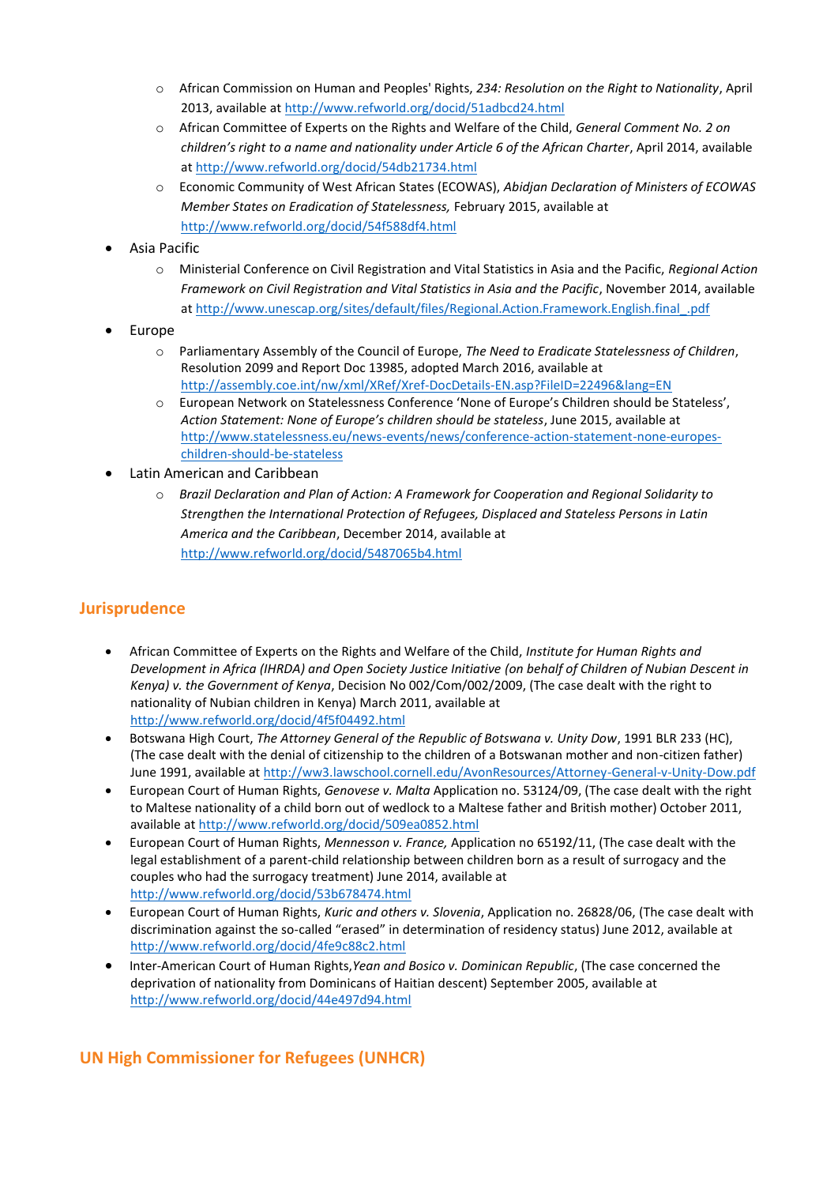- African Commission on Human and Peoples' Rights, *234: Resolution on the Right to Nationality*, April 2013, available at http://www.refworld.org/docid/51adbcd24.html
    - African Committee of Experts on the Rights and Welfare of the Child, *General Comment No. 2 on children's right to a name and nationality under Article 6 of the African Charter*, April 2014, available at http://www.refworld.org/docid/54db21734.html
    - Economic Community of West African States (ECOWAS), *Abidjan Declaration of Ministers of ECOWAS Member States on Eradication of Statelessness,* February 2015, available at http://www.refworld.org/docid/54f588df4.html
- Asia Pacific
    - Ministerial Conference on Civil Registration and Vital Statistics in Asia and the Pacific, *Regional Action Framework on Civil Registration and Vital Statistics in Asia and the Pacific*, November 2014, available at http://www.unescap.org/sites/default/files/Regional.Action.Framework.English.final_.pdf
- Europe
    - Parliamentary Assembly of the Council of Europe, *The Need to Eradicate Statelessness of Children*, Resolution 2099 and Report Doc 13985, adopted March 2016, available at http://assembly.coe.int/nw/xml/XRef/Xref-DocDetails-EN.asp?FileID=22496&lang=EN
    - European Network on Statelessness Conference 'None of Europe's Children should be Stateless', *Action Statement: None of Europe's children should be stateless*, June 2015, available at http://www.statelessness.eu/news-events/news/conference-action-statement-none-europes-children-should-be-stateless
- Latin American and Caribbean
    - *Brazil Declaration and Plan of Action: A Framework for Cooperation and Regional Solidarity to Strengthen the International Protection of Refugees, Displaced and Stateless Persons in Latin America and the Caribbean*, December 2014, available at http://www.refworld.org/docid/5487065b4.html

## Jurisprudence

- African Committee of Experts on the Rights and Welfare of the Child, *Institute for Human Rights and Development in Africa (IHRDA) and Open Society Justice Initiative (on behalf of Children of Nubian Descent in Kenya) v. the Government of Kenya*, Decision No 002/Com/002/2009, (The case dealt with the right to nationality of Nubian children in Kenya) March 2011, available at http://www.refworld.org/docid/4f5f04492.html
- Botswana High Court, *The Attorney General of the Republic of Botswana v. Unity Dow*, 1991 BLR 233 (HC), (The case dealt with the denial of citizenship to the children of a Botswanan mother and non-citizen father) June 1991, available at http://ww3.lawschool.cornell.edu/AvonResources/Attorney-General-v-Unity-Dow.pdf
- European Court of Human Rights, *Genovese v. Malta* Application no. 53124/09, (The case dealt with the right to Maltese nationality of a child born out of wedlock to a Maltese father and British mother) October 2011, available at http://www.refworld.org/docid/509ea0852.html
- European Court of Human Rights, *Mennesson v. France,* Application no 65192/11, (The case dealt with the legal establishment of a parent-child relationship between children born as a result of surrogacy and the couples who had the surrogacy treatment) June 2014, available at http://www.refworld.org/docid/53b678474.html
- European Court of Human Rights, *Kuric and others v. Slovenia*, Application no. 26828/06, (The case dealt with discrimination against the so-called "erased" in determination of residency status) June 2012, available at http://www.refworld.org/docid/4fe9c88c2.html
- Inter-American Court of Human Rights, *Yean and Bosico v. Dominican Republic*, (The case concerned the deprivation of nationality from Dominicans of Haitian descent) September 2005, available at http://www.refworld.org/docid/44e497d94.html

## UN High Commissioner for Refugees (UNHCR)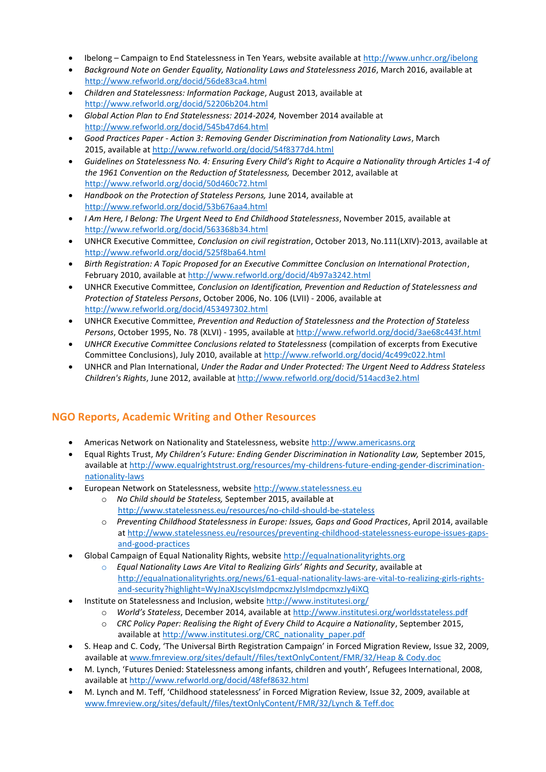- Ibelong – Campaign to End Statelessness in Ten Years, website available at http://www.unhcr.org/ibelong
- *Background Note on Gender Equality, Nationality Laws and Statelessness 2016*, March 2016, available at http://www.refworld.org/docid/56de83ca4.html
- *Children and Statelessness: Information Package*, August 2013, available at http://www.refworld.org/docid/52206b204.html
- *Global Action Plan to End Statelessness: 2014-2024,* November 2014 available at http://www.refworld.org/docid/545b47d64.html
- *Good Practices Paper - Action 3: Removing Gender Discrimination from Nationality Laws*, March 2015, available at http://www.refworld.org/docid/54f8377d4.html
- *Guidelines on Statelessness No. 4: Ensuring Every Child's Right to Acquire a Nationality through Articles 1-4 of the 1961 Convention on the Reduction of Statelessness,* December 2012, available at http://www.refworld.org/docid/50d460c72.html
- *Handbook on the Protection of Stateless Persons,* June 2014, available at http://www.refworld.org/docid/53b676aa4.html
- *I Am Here, I Belong: The Urgent Need to End Childhood Statelessness*, November 2015, available at http://www.refworld.org/docid/563368b34.html
- UNHCR Executive Committee, *Conclusion on civil registration*, October 2013, No.111(LXIV)-2013, available at http://www.refworld.org/docid/525f8ba64.html
- *Birth Registration: A Topic Proposed for an Executive Committee Conclusion on International Protection*, February 2010, available at http://www.refworld.org/docid/4b97a3242.html
- UNHCR Executive Committee, *Conclusion on Identification, Prevention and Reduction of Statelessness and Protection of Stateless Persons*, October 2006, No. 106 (LVII) - 2006, available at http://www.refworld.org/docid/453497302.html
- UNHCR Executive Committee, *Prevention and Reduction of Statelessness and the Protection of Stateless Persons*, October 1995, No. 78 (XLVI) - 1995, available at http://www.refworld.org/docid/3ae68c443f.html
- *UNHCR Executive Committee Conclusions related to Statelessness* (compilation of excerpts from Executive Committee Conclusions), July 2010, available at http://www.refworld.org/docid/4c499c022.html
- UNHCR and Plan International, *Under the Radar and Under Protected: The Urgent Need to Address Stateless Children's Rights*, June 2012, available at http://www.refworld.org/docid/514acd3e2.html

## NGO Reports, Academic Writing and Other Resources

- Americas Network on Nationality and Statelessness, website http://www.americasns.org
- Equal Rights Trust, *My Children's Future: Ending Gender Discrimination in Nationality Law,* September 2015, available at http://www.equalrightstrust.org/resources/my-childrens-future-ending-gender-discrimination-nationality-laws
- European Network on Statelessness, website http://www.statelessness.eu
  - *No Child should be Stateless,* September 2015, available at http://www.statelessness.eu/resources/no-child-should-be-stateless
  - *Preventing Childhood Statelessness in Europe: Issues, Gaps and Good Practices*, April 2014, available at http://www.statelessness.eu/resources/preventing-childhood-statelessness-europe-issues-gaps-and-good-practices
- Global Campaign of Equal Nationality Rights, website http://equalnationalityrights.org
  - *Equal Nationality Laws Are Vital to Realizing Girls' Rights and Security*, available at http://equalnationalityrights.org/news/61-equal-nationality-laws-are-vital-to-realizing-girls-rights-and-security?highlight=WyJnaXJscyIsImdpcmxzJyIsImdpcmxzJy4iXQ
- Institute on Statelessness and Inclusion, website http://www.institutesi.org/
  - *World's Stateless*, December 2014, available at http://www.institutesi.org/worldsstateless.pdf
  - *CRC Policy Paper: Realising the Right of Every Child to Acquire a Nationality*, September 2015, available at http://www.institutesi.org/CRC_nationality_paper.pdf
- S. Heap and C. Cody, 'The Universal Birth Registration Campaign' in Forced Migration Review, Issue 32, 2009, available at www.fmreview.org/sites/default//files/textOnlyContent/FMR/32/Heap & Cody.doc
- M. Lynch, 'Futures Denied: Statelessness among infants, children and youth', Refugees International, 2008, available at http://www.refworld.org/docid/48fef8632.html
- M. Lynch and M. Teff, 'Childhood statelessness' in Forced Migration Review, Issue 32, 2009, available at www.fmreview.org/sites/default//files/textOnlyContent/FMR/32/Lynch & Teff.doc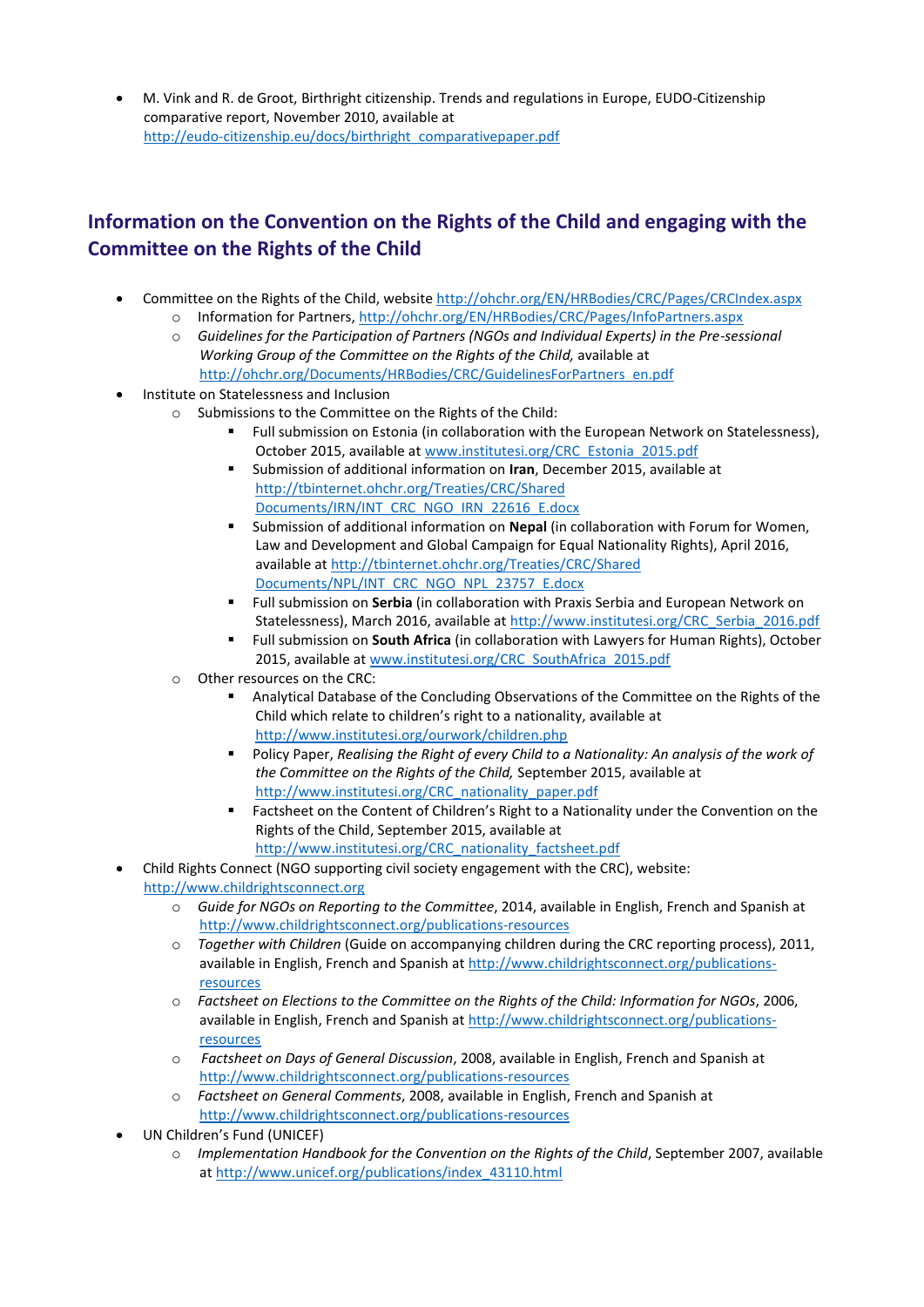- M. Vink and R. de Groot, Birthright citizenship. Trends and regulations in Europe, EUDO-Citizenship comparative report, November 2010, available at http://eudo-citizenship.eu/docs/birthright_comparativepaper.pdf

## Information on the Convention on the Rights of the Child and engaging with the Committee on the Rights of the Child

- Committee on the Rights of the Child, website http://ohchr.org/EN/HRBodies/CRC/Pages/CRCIndex.aspx
  - Information for Partners, http://ohchr.org/EN/HRBodies/CRC/Pages/InfoPartners.aspx
  - *Guidelines for the Participation of Partners (NGOs and Individual Experts) in the Pre-sessional Working Group of the Committee on the Rights of the Child,* available at http://ohchr.org/Documents/HRBodies/CRC/GuidelinesForPartners_en.pdf
- Institute on Statelessness and Inclusion
  - Submissions to the Committee on the Rights of the Child:
    - Full submission on Estonia (in collaboration with the European Network on Statelessness), October 2015, available at www.institutesi.org/CRC_Estonia_2015.pdf
    - Submission of additional information on **Iran**, December 2015, available at http://tbinternet.ohchr.org/Treaties/CRC/Shared Documents/IRN/INT_CRC_NGO_IRN_22616_E.docx
    - Submission of additional information on **Nepal** (in collaboration with Forum for Women, Law and Development and Global Campaign for Equal Nationality Rights), April 2016, available at http://tbinternet.ohchr.org/Treaties/CRC/Shared Documents/NPL/INT_CRC_NGO_NPL_23757_E.docx
    - Full submission on **Serbia** (in collaboration with Praxis Serbia and European Network on Statelessness), March 2016, available at http://www.institutesi.org/CRC_Serbia_2016.pdf
    - Full submission on **South Africa** (in collaboration with Lawyers for Human Rights), October 2015, available at www.institutesi.org/CRC_SouthAfrica_2015.pdf
  - Other resources on the CRC:
    - Analytical Database of the Concluding Observations of the Committee on the Rights of the Child which relate to children's right to a nationality, available at http://www.institutesi.org/ourwork/children.php
    - Policy Paper, *Realising the Right of every Child to a Nationality: An analysis of the work of the Committee on the Rights of the Child,* September 2015, available at http://www.institutesi.org/CRC_nationality_paper.pdf
    - Factsheet on the Content of Children's Right to a Nationality under the Convention on the Rights of the Child, September 2015, available at http://www.institutesi.org/CRC_nationality_factsheet.pdf
- Child Rights Connect (NGO supporting civil society engagement with the CRC), website: http://www.childrightsconnect.org
  - *Guide for NGOs on Reporting to the Committee*, 2014, available in English, French and Spanish at http://www.childrightsconnect.org/publications-resources
  - *Together with Children* (Guide on accompanying children during the CRC reporting process), 2011, available in English, French and Spanish at http://www.childrightsconnect.org/publications-resources
  - *Factsheet on Elections to the Committee on the Rights of the Child: Information for NGOs*, 2006, available in English, French and Spanish at http://www.childrightsconnect.org/publications-resources
  - *Factsheet on Days of General Discussion*, 2008, available in English, French and Spanish at http://www.childrightsconnect.org/publications-resources
  - *Factsheet on General Comments*, 2008, available in English, French and Spanish at http://www.childrightsconnect.org/publications-resources
- UN Children's Fund (UNICEF)
  - *Implementation Handbook for the Convention on the Rights of the Child*, September 2007, available at http://www.unicef.org/publications/index_43110.html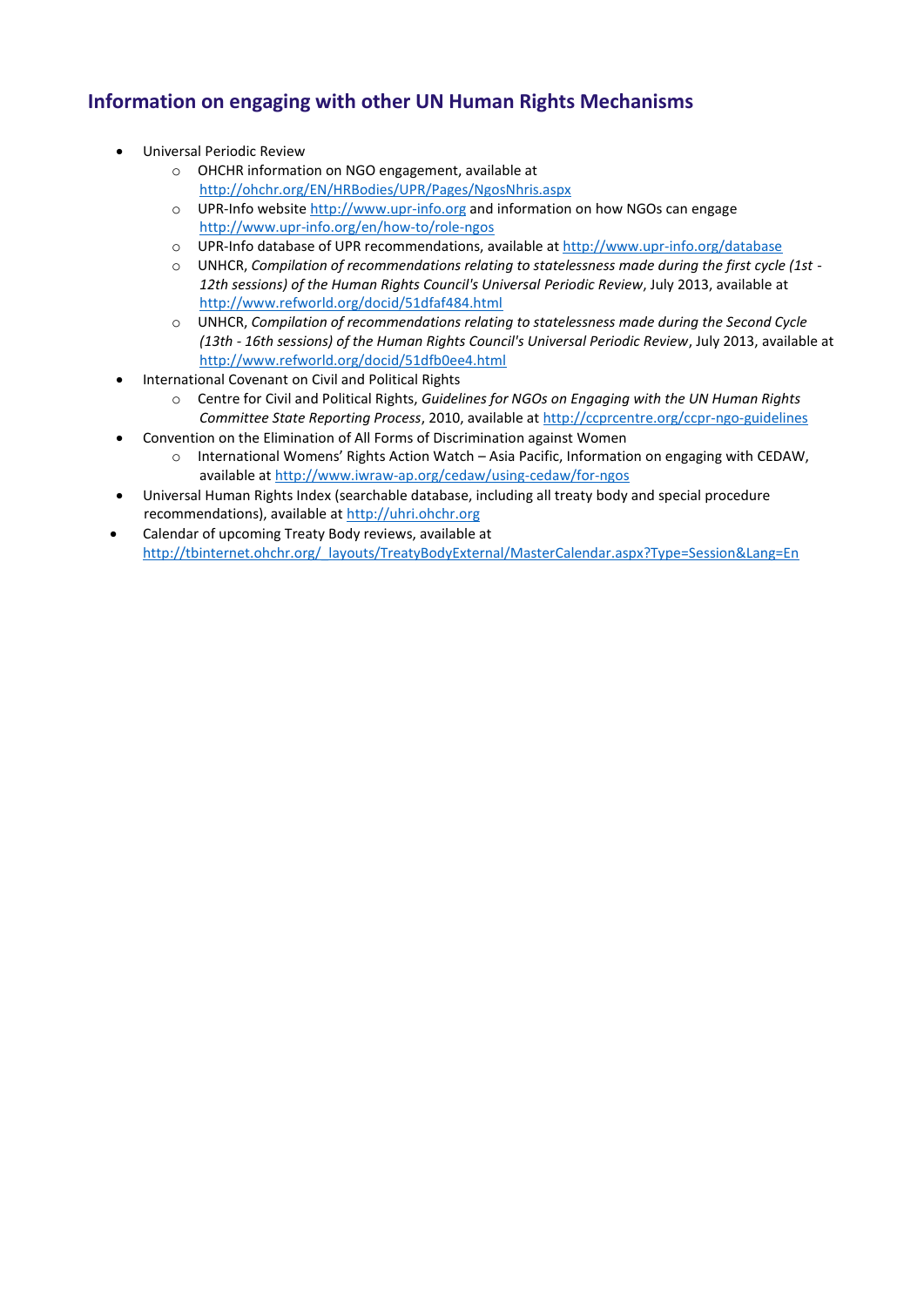## Information on engaging with other UN Human Rights Mechanisms

- Universal Periodic Review
  - OHCHR information on NGO engagement, available at http://ohchr.org/EN/HRBodies/UPR/Pages/NgosNhris.aspx
  - UPR-Info website http://www.upr-info.org and information on how NGOs can engage http://www.upr-info.org/en/how-to/role-ngos
  - UPR-Info database of UPR recommendations, available at http://www.upr-info.org/database
  - UNHCR, *Compilation of recommendations relating to statelessness made during the first cycle (1st - 12th sessions) of the Human Rights Council's Universal Periodic Review*, July 2013, available at http://www.refworld.org/docid/51dfaf484.html
  - UNHCR, *Compilation of recommendations relating to statelessness made during the Second Cycle (13th - 16th sessions) of the Human Rights Council's Universal Periodic Review*, July 2013, available at http://www.refworld.org/docid/51dfb0ee4.html
- International Covenant on Civil and Political Rights
  - Centre for Civil and Political Rights, *Guidelines for NGOs on Engaging with the UN Human Rights Committee State Reporting Process*, 2010, available at http://ccprcentre.org/ccpr-ngo-guidelines
- Convention on the Elimination of All Forms of Discrimination against Women
  - International Womens' Rights Action Watch – Asia Pacific, Information on engaging with CEDAW, available at http://www.iwraw-ap.org/cedaw/using-cedaw/for-ngos
- Universal Human Rights Index (searchable database, including all treaty body and special procedure recommendations), available at http://uhri.ohchr.org
- Calendar of upcoming Treaty Body reviews, available at http://tbinternet.ohchr.org/_layouts/TreatyBodyExternal/MasterCalendar.aspx?Type=Session&Lang=En